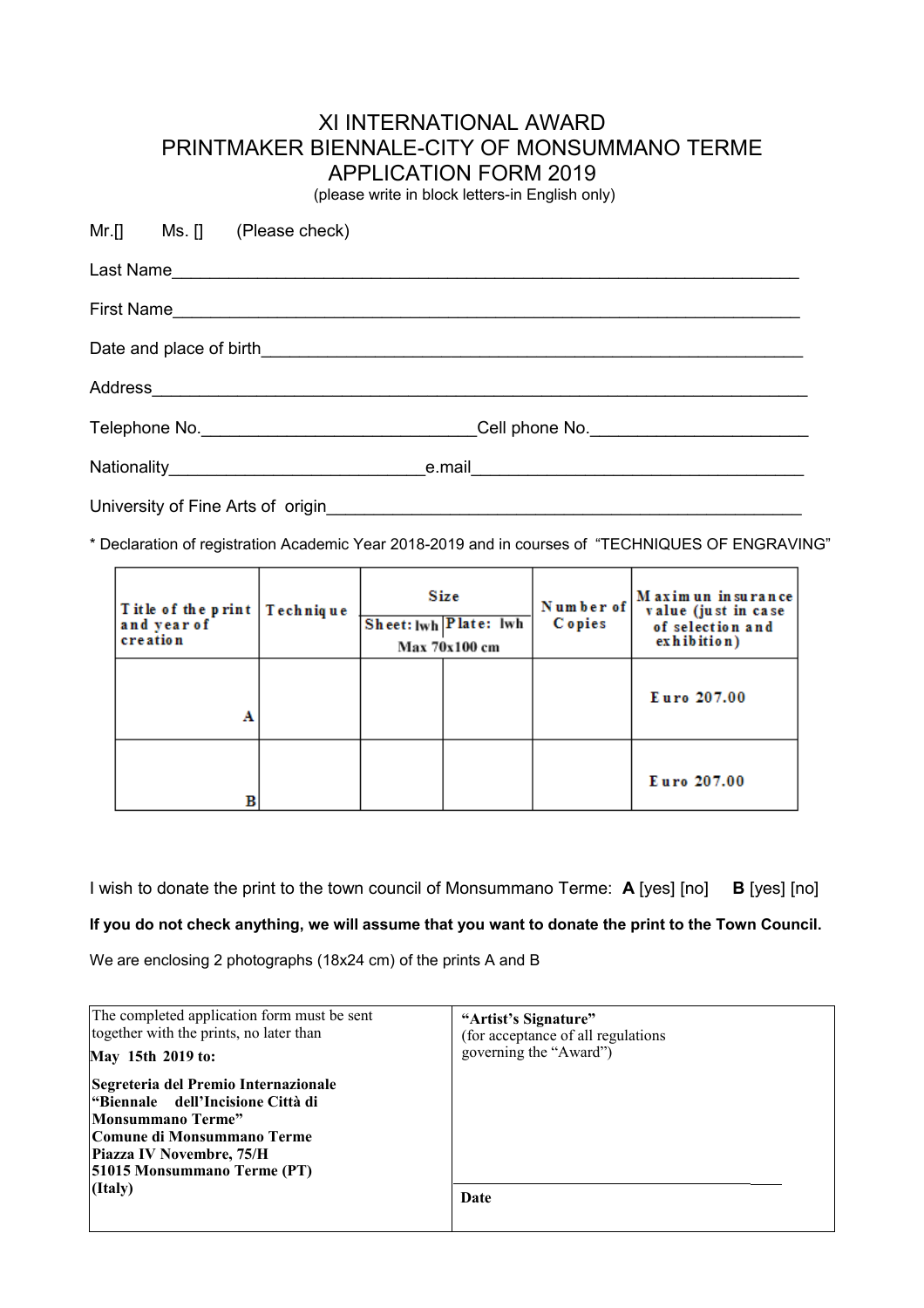# XI INTERNATIONAL AWARD
# PRINTMAKER BIENNALE-CITY OF MONSUMMANO TERME
# APPLICATION FORM 2019

(please write in block letters-in English only)

Mr.[] Ms. [] (Please check)

Last Name_______________________________________________________________

First Name_______________________________________________________________

Date and place of birth____________________________________________________

Address_________________________________________________________________

Telephone No.____________________________Cell phone No.______________________

Nationality___________________________e.mail____________________________________

University of Fine Arts of origin______________________________________________

\* Declaration of registration Academic Year 2018-2019 and in courses of "TECHNIQUES OF ENGRAVING"

| Title of the print and year of creation | Technique | Size | | Number of Copies | Maximun insurance value (just in case of selection and exhibition) |
|---|---|---|---|---|---|
| | | Sheet: lwh | Plate: lwh | | |
| | | Max 70x100 cm | | | |
| A | | | | | Euro 207.00 |
| B | | | | | Euro 207.00 |

I wish to donate the print to the town council of Monsummano Terme: **A** [yes] [no] **B** [yes] [no]

**If you do not check anything, we will assume that you want to donate the print to the Town Council.**

We are enclosing 2 photographs (18x24 cm) of the prints A and B

| The completed application form must be sent together with the prints, no later than **May 15th 2019 to:** **Segreteria del Premio Internazionale "Biennale dell'Incisione Città di Monsummano Terme" Comune di Monsummano Terme Piazza IV Novembre, 75/H 51015 Monsummano Terme (PT) (Italy)** | **"Artist's Signature"** (for acceptance of all regulations governing the "Award") ______________________ **Date** |
|---|---|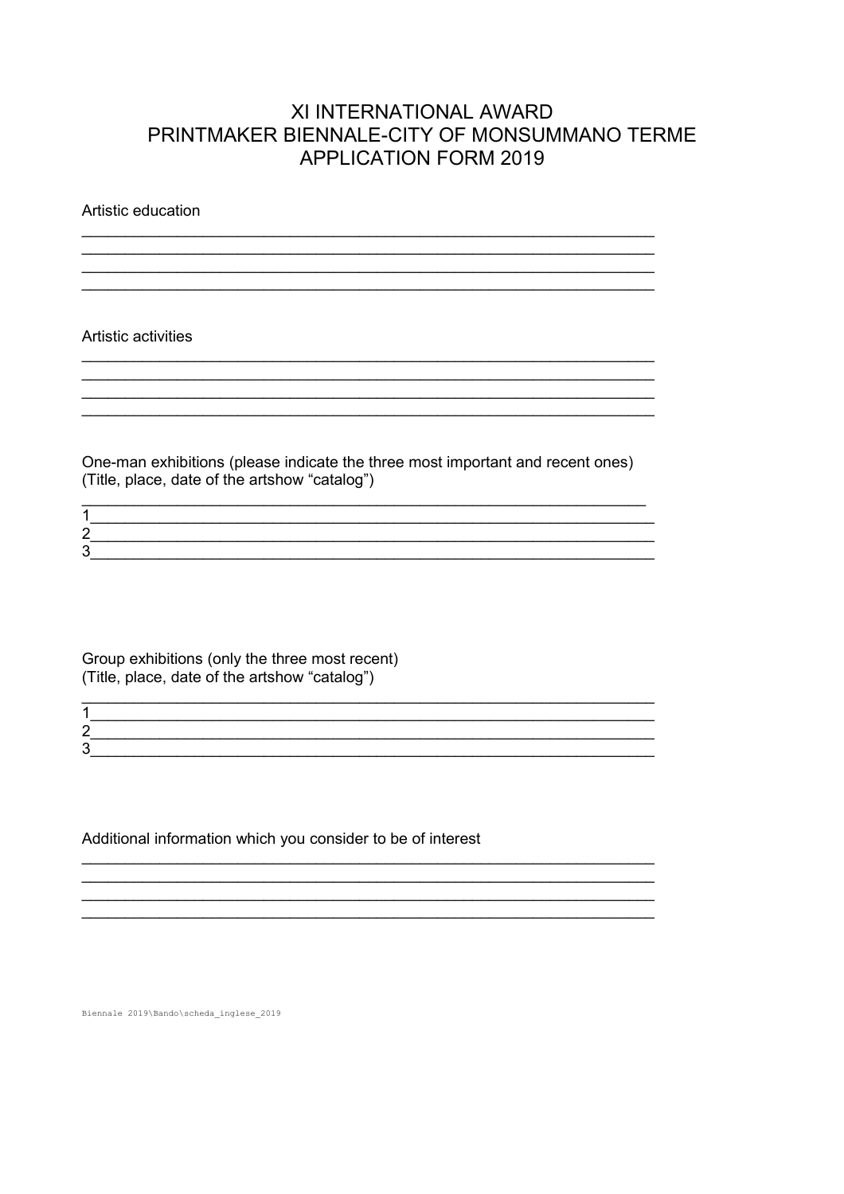# XI INTERNATIONAL AWARD
# PRINTMAKER BIENNALE-CITY OF MONSUMMANO TERME
# APPLICATION FORM 2019

Artistic education

___________________________________________________________________
___________________________________________________________________
___________________________________________________________________
___________________________________________________________________

Artistic activities

___________________________________________________________________
___________________________________________________________________
___________________________________________________________________
___________________________________________________________________

One-man exhibitions (please indicate the three most important and recent ones)
(Title, place, date of the artshow "catalog")

___________________________________________________________________
1__________________________________________________________________
2__________________________________________________________________
3__________________________________________________________________

Group exhibitions (only the three most recent)
(Title, place, date of the artshow "catalog")

___________________________________________________________________
1__________________________________________________________________
2__________________________________________________________________
3__________________________________________________________________

Additional information which you consider to be of interest

___________________________________________________________________
___________________________________________________________________
___________________________________________________________________
___________________________________________________________________

Biennale 2019\Bando\scheda_inglese_2019